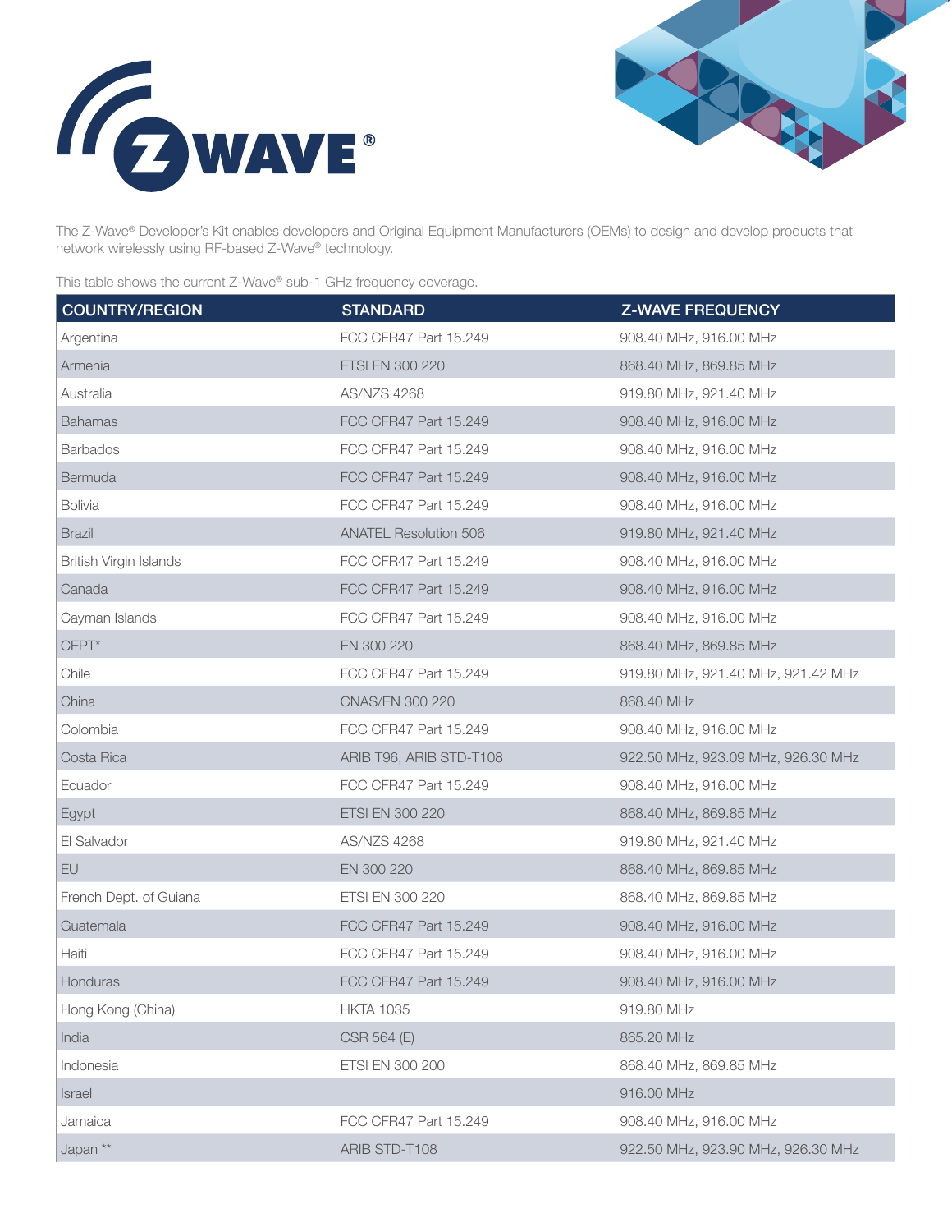The Z-Wave® Developer's Kit enables developers and Original Equipment Manufacturers (OEMs) to design and develop products that network wirelessly using RF-based Z-Wave® technology.

This table shows the current Z-Wave® sub-1 GHz frequency coverage.

| COUNTRY/REGION | STANDARD | Z-WAVE FREQUENCY |
| --- | --- | --- |
| Argentina | FCC CFR47 Part 15.249 | 908.40 MHz, 916.00 MHz |
| Armenia | ETSI EN 300 220 | 868.40 MHz, 869.85 MHz |
| Australia | AS/NZS 4268 | 919.80 MHz, 921.40 MHz |
| Bahamas | FCC CFR47 Part 15.249 | 908.40 MHz, 916.00 MHz |
| Barbados | FCC CFR47 Part 15.249 | 908.40 MHz, 916.00 MHz |
| Bermuda | FCC CFR47 Part 15.249 | 908.40 MHz, 916.00 MHz |
| Bolivia | FCC CFR47 Part 15.249 | 908.40 MHz, 916.00 MHz |
| Brazil | ANATEL Resolution 506 | 919.80 MHz, 921.40 MHz |
| British Virgin Islands | FCC CFR47 Part 15.249 | 908.40 MHz, 916.00 MHz |
| Canada | FCC CFR47 Part 15.249 | 908.40 MHz, 916.00 MHz |
| Cayman Islands | FCC CFR47 Part 15.249 | 908.40 MHz, 916.00 MHz |
| CEPT* | EN 300 220 | 868.40 MHz, 869.85 MHz |
| Chile | FCC CFR47 Part 15.249 | 919.80 MHz, 921.40 MHz, 921.42 MHz |
| China | CNAS/EN 300 220 | 868.40 MHz |
| Colombia | FCC CFR47 Part 15.249 | 908.40 MHz, 916.00 MHz |
| Costa Rica | ARIB T96, ARIB STD-T108 | 922.50 MHz, 923.09 MHz, 926.30 MHz |
| Ecuador | FCC CFR47 Part 15.249 | 908.40 MHz, 916.00 MHz |
| Egypt | ETSI EN 300 220 | 868.40 MHz, 869.85 MHz |
| El Salvador | AS/NZS 4268 | 919.80 MHz, 921.40 MHz |
| EU | EN 300 220 | 868.40 MHz, 869.85 MHz |
| French Dept. of Guiana | ETSI EN 300 220 | 868.40 MHz, 869.85 MHz |
| Guatemala | FCC CFR47 Part 15.249 | 908.40 MHz, 916.00 MHz |
| Haiti | FCC CFR47 Part 15.249 | 908.40 MHz, 916.00 MHz |
| Honduras | FCC CFR47 Part 15.249 | 908.40 MHz, 916.00 MHz |
| Hong Kong (China) | HKTA 1035 | 919.80 MHz |
| India | CSR 564 (E) | 865.20 MHz |
| Indonesia | ETSI EN 300 200 | 868.40 MHz, 869.85 MHz |
| Israel | | 916.00 MHz |
| Jamaica | FCC CFR47 Part 15.249 | 908.40 MHz, 916.00 MHz |
| Japan ** | ARIB STD-T108 | 922.50 MHz, 923.90 MHz, 926.30 MHz |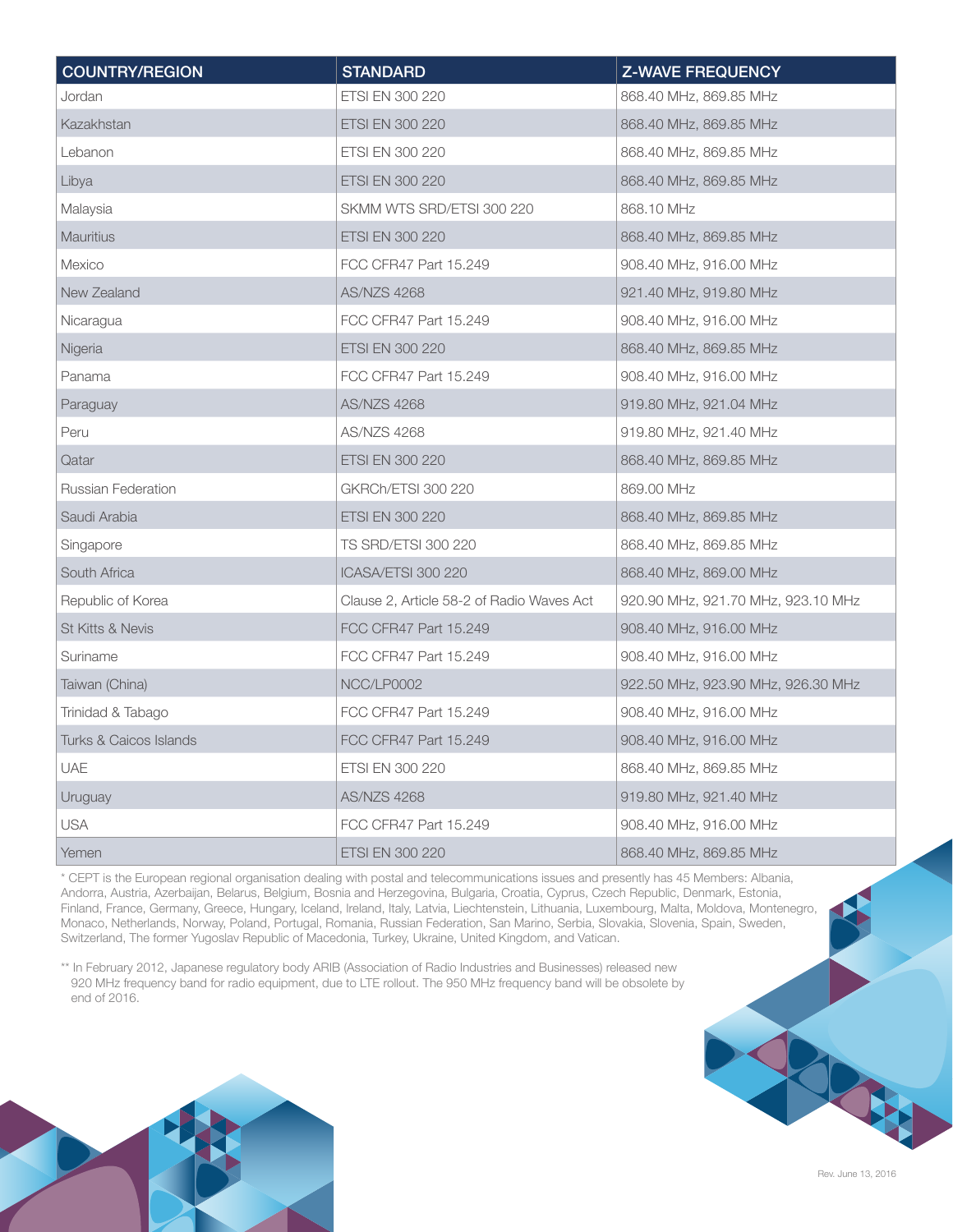| COUNTRY/REGION | STANDARD | Z-WAVE FREQUENCY |
|---|---|---|
| Jordan | ETSI EN 300 220 | 868.40 MHz, 869.85 MHz |
| Kazakhstan | ETSI EN 300 220 | 868.40 MHz, 869.85 MHz |
| Lebanon | ETSI EN 300 220 | 868.40 MHz, 869.85 MHz |
| Libya | ETSI EN 300 220 | 868.40 MHz, 869.85 MHz |
| Malaysia | SKMM WTS SRD/ETSI 300 220 | 868.10 MHz |
| Mauritius | ETSI EN 300 220 | 868.40 MHz, 869.85 MHz |
| Mexico | FCC CFR47 Part 15.249 | 908.40 MHz, 916.00 MHz |
| New Zealand | AS/NZS 4268 | 921.40 MHz, 919.80 MHz |
| Nicaragua | FCC CFR47 Part 15.249 | 908.40 MHz, 916.00 MHz |
| Nigeria | ETSI EN 300 220 | 868.40 MHz, 869.85 MHz |
| Panama | FCC CFR47 Part 15.249 | 908.40 MHz, 916.00 MHz |
| Paraguay | AS/NZS 4268 | 919.80 MHz, 921.04 MHz |
| Peru | AS/NZS 4268 | 919.80 MHz, 921.40 MHz |
| Qatar | ETSI EN 300 220 | 868.40 MHz, 869.85 MHz |
| Russian Federation | GKRCh/ETSI 300 220 | 869.00 MHz |
| Saudi Arabia | ETSI EN 300 220 | 868.40 MHz, 869.85 MHz |
| Singapore | TS SRD/ETSI 300 220 | 868.40 MHz, 869.85 MHz |
| South Africa | ICASA/ETSI 300 220 | 868.40 MHz, 869.00 MHz |
| Republic of Korea | Clause 2, Article 58-2 of Radio Waves Act | 920.90 MHz, 921.70 MHz, 923.10 MHz |
| St Kitts & Nevis | FCC CFR47 Part 15.249 | 908.40 MHz, 916.00 MHz |
| Suriname | FCC CFR47 Part 15.249 | 908.40 MHz, 916.00 MHz |
| Taiwan (China) | NCC/LP0002 | 922.50 MHz, 923.90 MHz, 926.30 MHz |
| Trinidad & Tabago | FCC CFR47 Part 15.249 | 908.40 MHz, 916.00 MHz |
| Turks & Caicos Islands | FCC CFR47 Part 15.249 | 908.40 MHz, 916.00 MHz |
| UAE | ETSI EN 300 220 | 868.40 MHz, 869.85 MHz |
| Uruguay | AS/NZS 4268 | 919.80 MHz, 921.40 MHz |
| USA | FCC CFR47 Part 15.249 | 908.40 MHz, 916.00 MHz |
| Yemen | ETSI EN 300 220 | 868.40 MHz, 869.85 MHz |

* CEPT is the European regional organisation dealing with postal and telecommunications issues and presently has 45 Members: Albania, Andorra, Austria, Azerbaijan, Belarus, Belgium, Bosnia and Herzegovina, Bulgaria, Croatia, Cyprus, Czech Republic, Denmark, Estonia, Finland, France, Germany, Greece, Hungary, Iceland, Ireland, Italy, Latvia, Liechtenstein, Lithuania, Luxembourg, Malta, Moldova, Montenegro, Monaco, Netherlands, Norway, Poland, Portugal, Romania, Russian Federation, San Marino, Serbia, Slovakia, Slovenia, Spain, Sweden, Switzerland, The former Yugoslav Republic of Macedonia, Turkey, Ukraine, United Kingdom, and Vatican.

** In February 2012, Japanese regulatory body ARIB (Association of Radio Industries and Businesses) released new 920 MHz frequency band for radio equipment, due to LTE rollout. The 950 MHz frequency band will be obsolete by end of 2016.

Rev. June 13, 2016